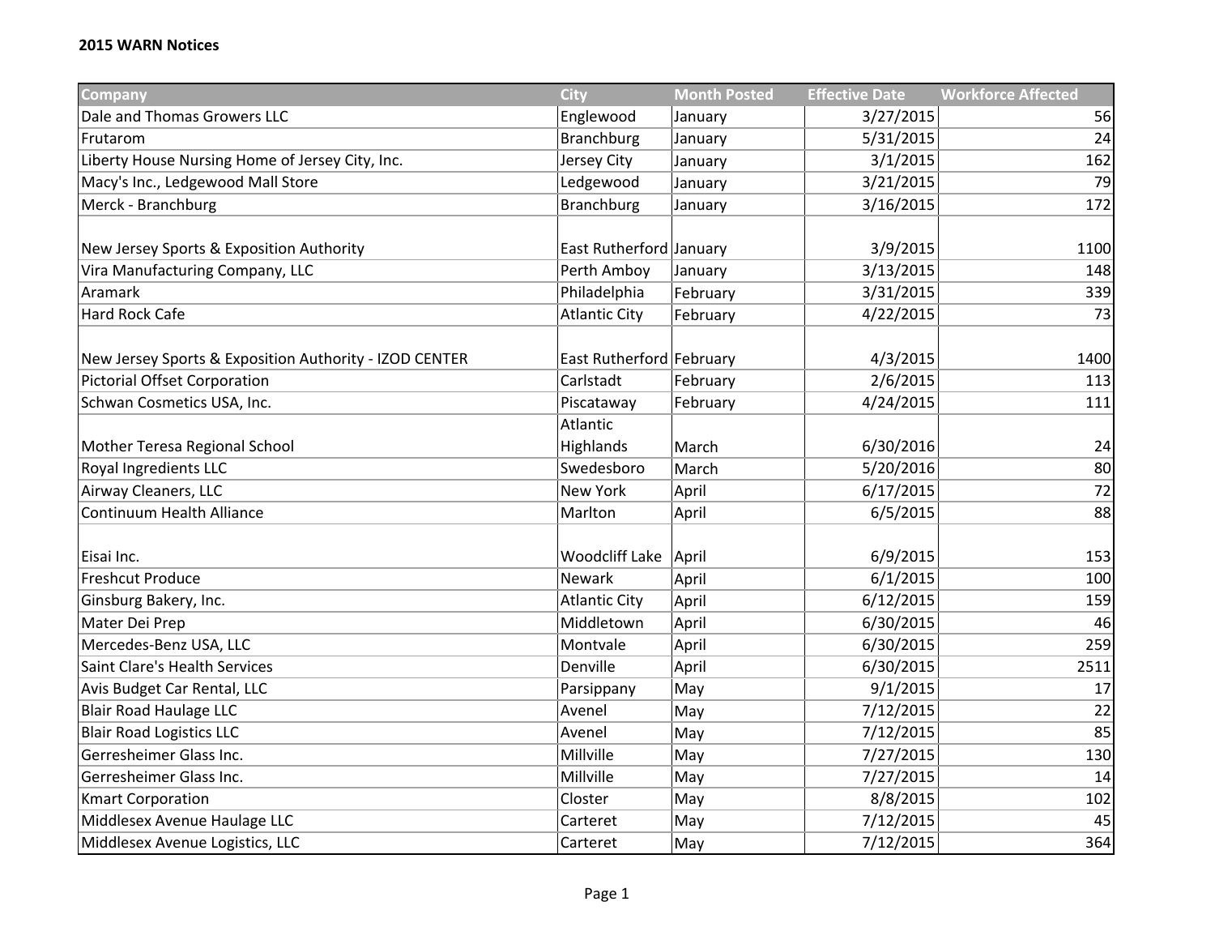**2015 WARN Notices**

| Company | City | Month Posted | Effective Date | Workforce Affected |
|---|---|---|---|---|
| Dale and Thomas Growers LLC | Englewood | January | 3/27/2015 | 56 |
| Frutarom | Branchburg | January | 5/31/2015 | 24 |
| Liberty House Nursing Home of Jersey City, Inc. | Jersey City | January | 3/1/2015 | 162 |
| Macy's Inc., Ledgewood Mall Store | Ledgewood | January | 3/21/2015 | 79 |
| Merck - Branchburg | Branchburg | January | 3/16/2015 | 172 |
| New Jersey Sports & Exposition Authority | East Rutherford | January | 3/9/2015 | 1100 |
| Vira Manufacturing Company, LLC | Perth Amboy | January | 3/13/2015 | 148 |
| Aramark | Philadelphia | February | 3/31/2015 | 339 |
| Hard Rock Cafe | Atlantic City | February | 4/22/2015 | 73 |
| New Jersey Sports & Exposition Authority - IZOD CENTER | East Rutherford | February | 4/3/2015 | 1400 |
| Pictorial Offset Corporation | Carlstadt | February | 2/6/2015 | 113 |
| Schwan Cosmetics USA, Inc. | Piscataway | February | 4/24/2015 | 111 |
| Mother Teresa Regional School | Atlantic Highlands | March | 6/30/2016 | 24 |
| Royal Ingredients LLC | Swedesboro | March | 5/20/2016 | 80 |
| Airway Cleaners, LLC | New York | April | 6/17/2015 | 72 |
| Continuum Health Alliance | Marlton | April | 6/5/2015 | 88 |
| Eisai Inc. | Woodcliff Lake | April | 6/9/2015 | 153 |
| Freshcut Produce | Newark | April | 6/1/2015 | 100 |
| Ginsburg Bakery, Inc. | Atlantic City | April | 6/12/2015 | 159 |
| Mater Dei Prep | Middletown | April | 6/30/2015 | 46 |
| Mercedes-Benz USA, LLC | Montvale | April | 6/30/2015 | 259 |
| Saint Clare's Health Services | Denville | April | 6/30/2015 | 2511 |
| Avis Budget Car Rental, LLC | Parsippany | May | 9/1/2015 | 17 |
| Blair Road Haulage LLC | Avenel | May | 7/12/2015 | 22 |
| Blair Road Logistics LLC | Avenel | May | 7/12/2015 | 85 |
| Gerresheimer Glass Inc. | Millville | May | 7/27/2015 | 130 |
| Gerresheimer Glass Inc. | Millville | May | 7/27/2015 | 14 |
| Kmart Corporation | Closter | May | 8/8/2015 | 102 |
| Middlesex Avenue Haulage LLC | Carteret | May | 7/12/2015 | 45 |
| Middlesex Avenue Logistics, LLC | Carteret | May | 7/12/2015 | 364 |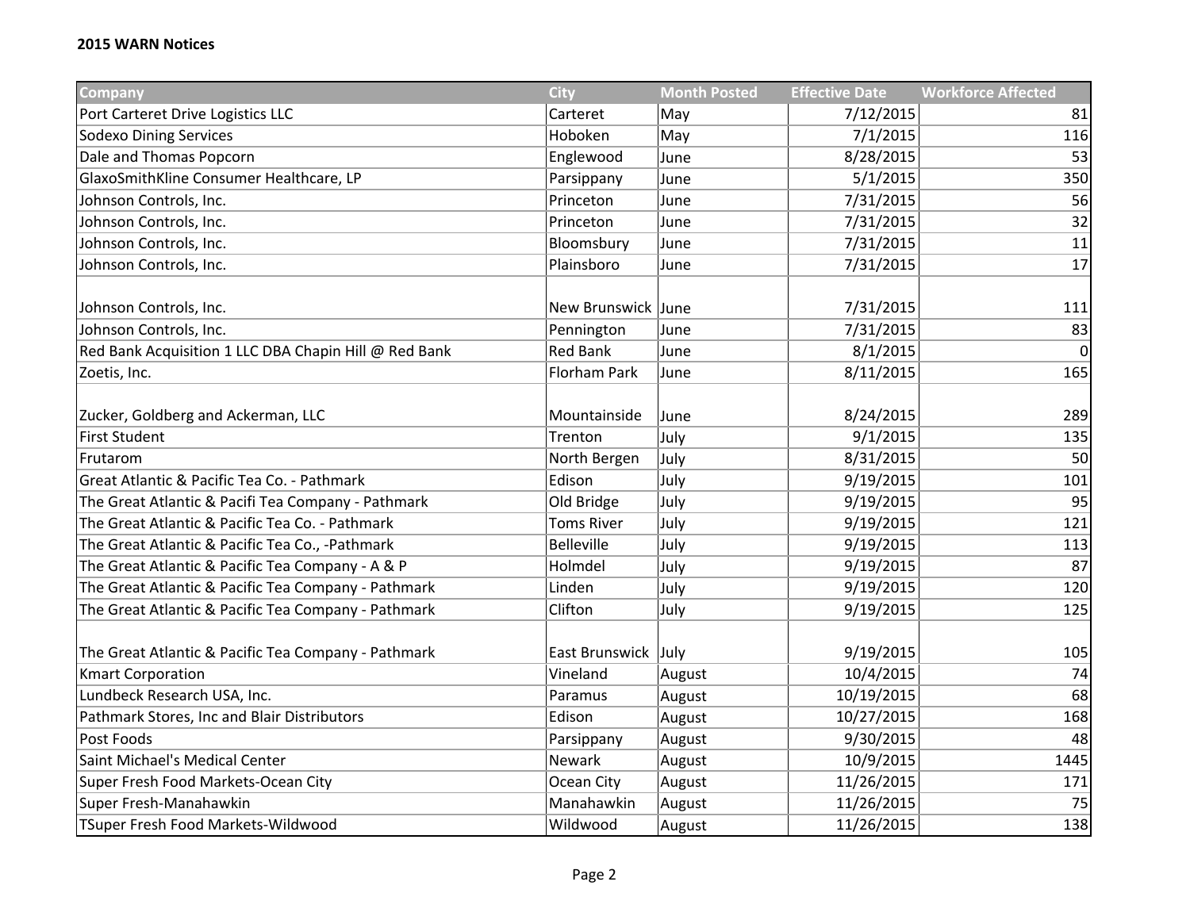**2015 WARN Notices**

| Company | City | Month Posted | Effective Date | Workforce Affected |
|---|---|---|---|---|
| Port Carteret Drive Logistics LLC | Carteret | May | 7/12/2015 | 81 |
| Sodexo Dining Services | Hoboken | May | 7/1/2015 | 116 |
| Dale and Thomas Popcorn | Englewood | June | 8/28/2015 | 53 |
| GlaxoSmithKline Consumer Healthcare, LP | Parsippany | June | 5/1/2015 | 350 |
| Johnson Controls, Inc. | Princeton | June | 7/31/2015 | 56 |
| Johnson Controls, Inc. | Princeton | June | 7/31/2015 | 32 |
| Johnson Controls, Inc. | Bloomsbury | June | 7/31/2015 | 11 |
| Johnson Controls, Inc. | Plainsboro | June | 7/31/2015 | 17 |
| Johnson Controls, Inc. | New Brunswick | June | 7/31/2015 | 111 |
| Johnson Controls, Inc. | Pennington | June | 7/31/2015 | 83 |
| Red Bank Acquisition 1 LLC DBA Chapin Hill @ Red Bank | Red Bank | June | 8/1/2015 | 0 |
| Zoetis, Inc. | Florham Park | June | 8/11/2015 | 165 |
| Zucker, Goldberg and Ackerman, LLC | Mountainside | June | 8/24/2015 | 289 |
| First Student | Trenton | July | 9/1/2015 | 135 |
| Frutarom | North Bergen | July | 8/31/2015 | 50 |
| Great Atlantic & Pacific Tea Co. - Pathmark | Edison | July | 9/19/2015 | 101 |
| The Great Atlantic & Pacifi Tea Company - Pathmark | Old Bridge | July | 9/19/2015 | 95 |
| The Great Atlantic & Pacific Tea Co. - Pathmark | Toms River | July | 9/19/2015 | 121 |
| The Great Atlantic & Pacific Tea Co., -Pathmark | Belleville | July | 9/19/2015 | 113 |
| The Great Atlantic & Pacific Tea Company - A & P | Holmdel | July | 9/19/2015 | 87 |
| The Great Atlantic & Pacific Tea Company - Pathmark | Linden | July | 9/19/2015 | 120 |
| The Great Atlantic & Pacific Tea Company - Pathmark | Clifton | July | 9/19/2015 | 125 |
| The Great Atlantic & Pacific Tea Company - Pathmark | East Brunswick | July | 9/19/2015 | 105 |
| Kmart Corporation | Vineland | August | 10/4/2015 | 74 |
| Lundbeck Research USA, Inc. | Paramus | August | 10/19/2015 | 68 |
| Pathmark Stores, Inc and Blair Distributors | Edison | August | 10/27/2015 | 168 |
| Post Foods | Parsippany | August | 9/30/2015 | 48 |
| Saint Michael's Medical Center | Newark | August | 10/9/2015 | 1445 |
| Super Fresh Food Markets-Ocean City | Ocean City | August | 11/26/2015 | 171 |
| Super Fresh-Manahawkin | Manahawkin | August | 11/26/2015 | 75 |
| TSuper Fresh Food Markets-Wildwood | Wildwood | August | 11/26/2015 | 138 |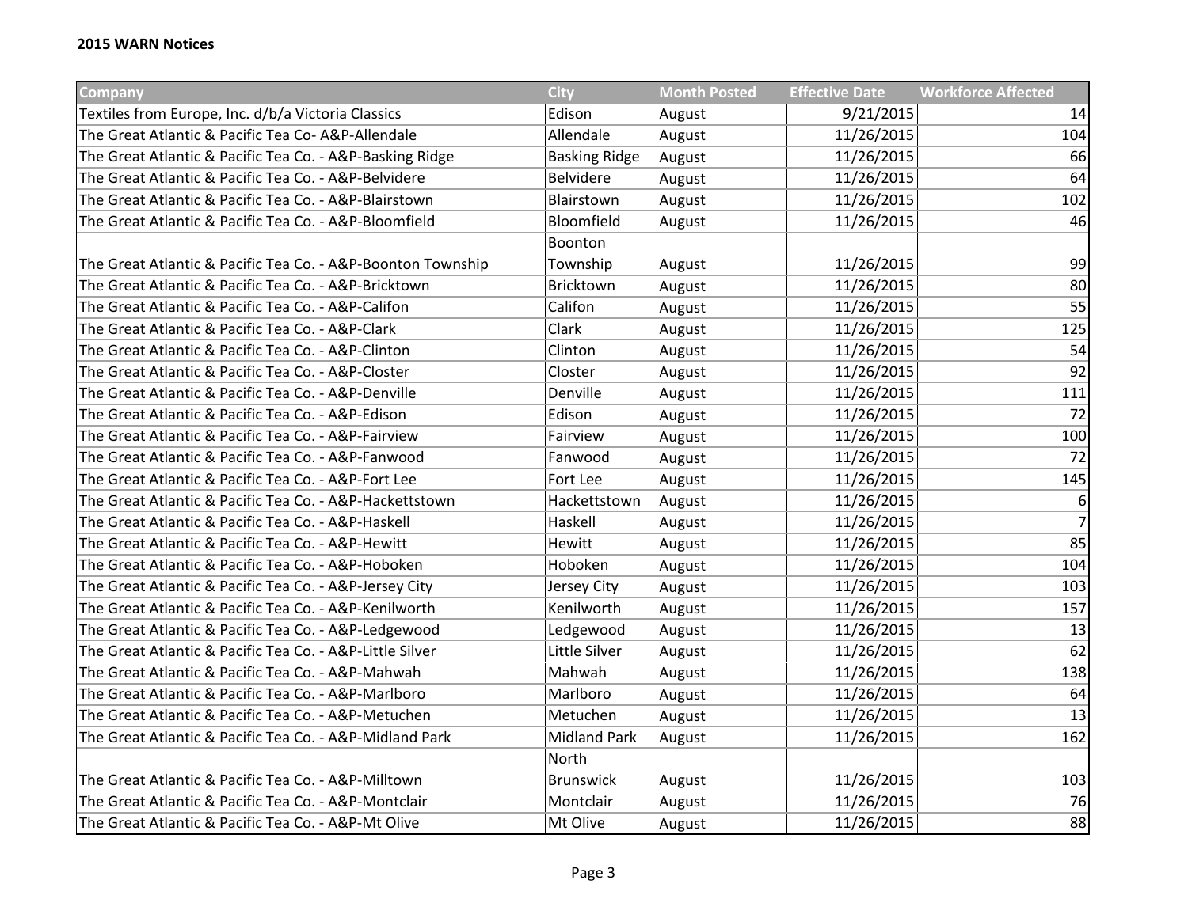**2015 WARN Notices**

| Company | City | Month Posted | Effective Date | Workforce Affected |
|---|---|---|---|---|
| Textiles from Europe, Inc. d/b/a Victoria Classics | Edison | August | 9/21/2015 | 14 |
| The Great Atlantic & Pacific Tea Co- A&P-Allendale | Allendale | August | 11/26/2015 | 104 |
| The Great Atlantic & Pacific Tea Co. - A&P-Basking Ridge | Basking Ridge | August | 11/26/2015 | 66 |
| The Great Atlantic & Pacific Tea Co. - A&P-Belvidere | Belvidere | August | 11/26/2015 | 64 |
| The Great Atlantic & Pacific Tea Co. - A&P-Blairstown | Blairstown | August | 11/26/2015 | 102 |
| The Great Atlantic & Pacific Tea Co. - A&P-Bloomfield | Bloomfield | August | 11/26/2015 | 46 |
| The Great Atlantic & Pacific Tea Co. - A&P-Boonton Township | Boonton Township | August | 11/26/2015 | 99 |
| The Great Atlantic & Pacific Tea Co. - A&P-Bricktown | Bricktown | August | 11/26/2015 | 80 |
| The Great Atlantic & Pacific Tea Co. - A&P-Califon | Califon | August | 11/26/2015 | 55 |
| The Great Atlantic & Pacific Tea Co. - A&P-Clark | Clark | August | 11/26/2015 | 125 |
| The Great Atlantic & Pacific Tea Co. - A&P-Clinton | Clinton | August | 11/26/2015 | 54 |
| The Great Atlantic & Pacific Tea Co. - A&P-Closter | Closter | August | 11/26/2015 | 92 |
| The Great Atlantic & Pacific Tea Co. - A&P-Denville | Denville | August | 11/26/2015 | 111 |
| The Great Atlantic & Pacific Tea Co. - A&P-Edison | Edison | August | 11/26/2015 | 72 |
| The Great Atlantic & Pacific Tea Co. - A&P-Fairview | Fairview | August | 11/26/2015 | 100 |
| The Great Atlantic & Pacific Tea Co. - A&P-Fanwood | Fanwood | August | 11/26/2015 | 72 |
| The Great Atlantic & Pacific Tea Co. - A&P-Fort Lee | Fort Lee | August | 11/26/2015 | 145 |
| The Great Atlantic & Pacific Tea Co. - A&P-Hackettstown | Hackettstown | August | 11/26/2015 | 6 |
| The Great Atlantic & Pacific Tea Co. - A&P-Haskell | Haskell | August | 11/26/2015 | 7 |
| The Great Atlantic & Pacific Tea Co. - A&P-Hewitt | Hewitt | August | 11/26/2015 | 85 |
| The Great Atlantic & Pacific Tea Co. - A&P-Hoboken | Hoboken | August | 11/26/2015 | 104 |
| The Great Atlantic & Pacific Tea Co. - A&P-Jersey City | Jersey City | August | 11/26/2015 | 103 |
| The Great Atlantic & Pacific Tea Co. - A&P-Kenilworth | Kenilworth | August | 11/26/2015 | 157 |
| The Great Atlantic & Pacific Tea Co. - A&P-Ledgewood | Ledgewood | August | 11/26/2015 | 13 |
| The Great Atlantic & Pacific Tea Co. - A&P-Little Silver | Little Silver | August | 11/26/2015 | 62 |
| The Great Atlantic & Pacific Tea Co. - A&P-Mahwah | Mahwah | August | 11/26/2015 | 138 |
| The Great Atlantic & Pacific Tea Co- A&P-Marlboro | Marlboro | August | 11/26/2015 | 64 |
| The Great Atlantic & Pacific Tea Co. - A&P-Metuchen | Metuchen | August | 11/26/2015 | 13 |
| The Great Atlantic & Pacific Tea Co. - A&P-Midland Park | Midland Park | August | 11/26/2015 | 162 |
| The Great Atlantic & Pacific Tea Co. - A&P-Milltown | North Brunswick | August | 11/26/2015 | 103 |
| The Great Atlantic & Pacific Tea Co. - A&P-Montclair | Montclair | August | 11/26/2015 | 76 |
| The Great Atlantic & Pacific Tea Co. - A&P-Mt Olive | Mt Olive | August | 11/26/2015 | 88 |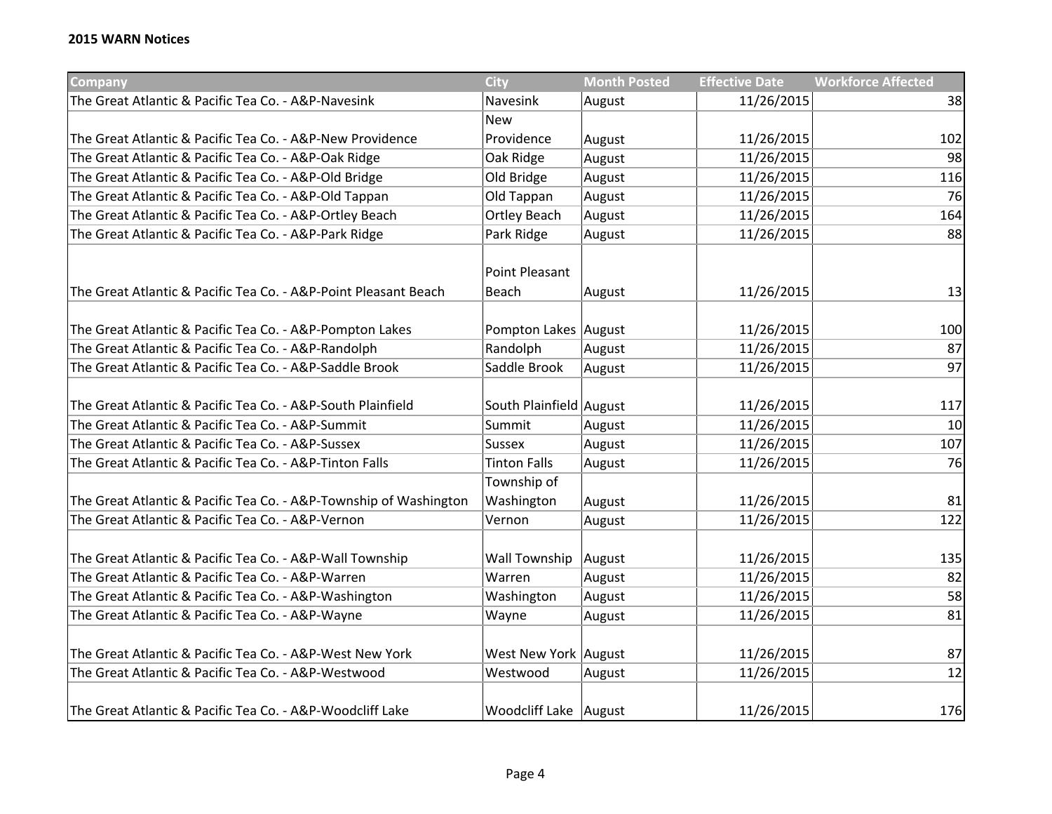**2015 WARN Notices**

| Company | City | Month Posted | Effective Date | Workforce Affected |
|---|---|---|---|---|
| The Great Atlantic & Pacific Tea Co. - A&P-Navesink | Navesink | August | 11/26/2015 | 38 |
| The Great Atlantic & Pacific Tea Co. - A&P-New Providence | New Providence | August | 11/26/2015 | 102 |
| The Great Atlantic & Pacific Tea Co. - A&P-Oak Ridge | Oak Ridge | August | 11/26/2015 | 98 |
| The Great Atlantic & Pacific Tea Co. - A&P-Old Bridge | Old Bridge | August | 11/26/2015 | 116 |
| The Great Atlantic & Pacific Tea Co. - A&P-Old Tappan | Old Tappan | August | 11/26/2015 | 76 |
| The Great Atlantic & Pacific Tea Co. - A&P-Ortley Beach | Ortley Beach | August | 11/26/2015 | 164 |
| The Great Atlantic & Pacific Tea Co. - A&P-Park Ridge | Park Ridge | August | 11/26/2015 | 88 |
| The Great Atlantic & Pacific Tea Co. - A&P-Point Pleasant Beach | Point Pleasant Beach | August | 11/26/2015 | 13 |
| The Great Atlantic & Pacific Tea Co. - A&P-Pompton Lakes | Pompton Lakes | August | 11/26/2015 | 100 |
| The Great Atlantic & Pacific Tea Co. - A&P-Randolph | Randolph | August | 11/26/2015 | 87 |
| The Great Atlantic & Pacific Tea Co. - A&P-Saddle Brook | Saddle Brook | August | 11/26/2015 | 97 |
| The Great Atlantic & Pacific Tea Co. - A&P-South Plainfield | South Plainfield | August | 11/26/2015 | 117 |
| The Great Atlantic & Pacific Tea Co. - A&P-Summit | Summit | August | 11/26/2015 | 10 |
| The Great Atlantic & Pacific Tea Co. - A&P-Sussex | Sussex | August | 11/26/2015 | 107 |
| The Great Atlantic & Pacific Tea Co. - A&P-Tinton Falls | Tinton Falls | August | 11/26/2015 | 76 |
| The Great Atlantic & Pacific Tea Co. - A&P-Township of Washington | Township of Washington | August | 11/26/2015 | 81 |
| The Great Atlantic & Pacific Tea Co. - A&P-Vernon | Vernon | August | 11/26/2015 | 122 |
| The Great Atlantic & Pacific Tea Co. - A&P-Wall Township | Wall Township | August | 11/26/2015 | 135 |
| The Great Atlantic & Pacific Tea Co. - A&P-Warren | Warren | August | 11/26/2015 | 82 |
| The Great Atlantic & Pacific Tea Co. - A&P-Washington | Washington | August | 11/26/2015 | 58 |
| The Great Atlantic & Pacific Tea Co. - A&P-Wayne | Wayne | August | 11/26/2015 | 81 |
| The Great Atlantic & Pacific Tea Co. - A&P-West New York | West New York | August | 11/26/2015 | 87 |
| The Great Atlantic & Pacific Tea Co. - A&P-Westwood | Westwood | August | 11/26/2015 | 12 |
| The Great Atlantic & Pacific Tea Co. - A&P-Woodcliff Lake | Woodcliff Lake | August | 11/26/2015 | 176 |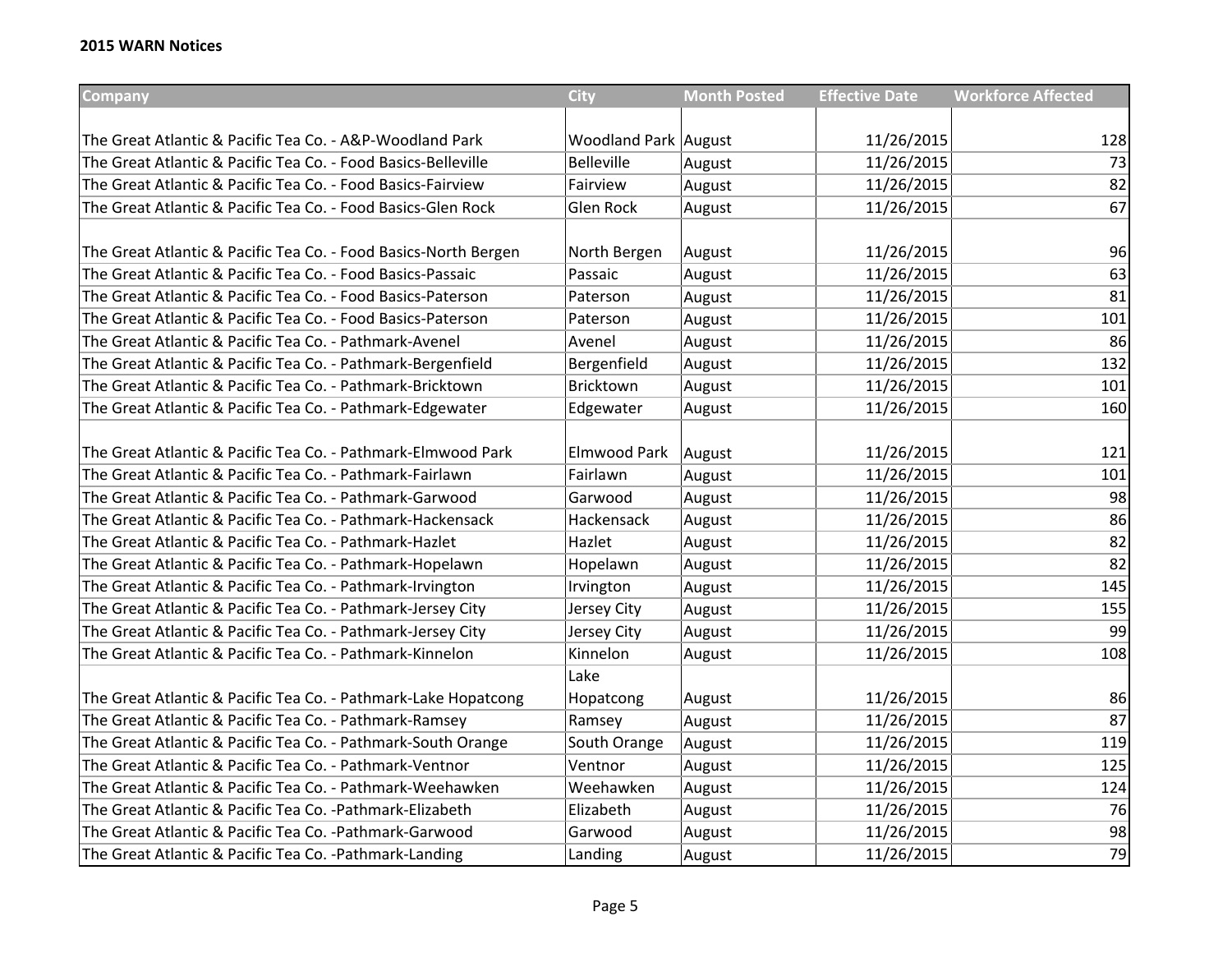**2015 WARN Notices**

| Company | City | Month Posted | Effective Date | Workforce Affected |
|---|---|---|---|---|
| The Great Atlantic & Pacific Tea Co. - A&P-Woodland Park | Woodland Park | August | 11/26/2015 | 128 |
| The Great Atlantic & Pacific Tea Co. - Food Basics-Belleville | Belleville | August | 11/26/2015 | 73 |
| The Great Atlantic & Pacific Tea Co. - Food Basics-Fairview | Fairview | August | 11/26/2015 | 82 |
| The Great Atlantic & Pacific Tea Co. - Food Basics-Glen Rock | Glen Rock | August | 11/26/2015 | 67 |
| The Great Atlantic & Pacific Tea Co. - Food Basics-North Bergen | North Bergen | August | 11/26/2015 | 96 |
| The Great Atlantic & Pacific Tea Co. - Food Basics-Passaic | Passaic | August | 11/26/2015 | 63 |
| The Great Atlantic & Pacific Tea Co. - Food Basics-Paterson | Paterson | August | 11/26/2015 | 81 |
| The Great Atlantic & Pacific Tea Co. - Food Basics-Paterson | Paterson | August | 11/26/2015 | 101 |
| The Great Atlantic & Pacific Tea Co. - Pathmark-Avenel | Avenel | August | 11/26/2015 | 86 |
| The Great Atlantic & Pacific Tea Co. - Pathmark-Bergenfield | Bergenfield | August | 11/26/2015 | 132 |
| The Great Atlantic & Pacific Tea Co. - Pathmark-Bricktown | Bricktown | August | 11/26/2015 | 101 |
| The Great Atlantic & Pacific Tea Co. - Pathmark-Edgewater | Edgewater | August | 11/26/2015 | 160 |
| The Great Atlantic & Pacific Tea Co. - Pathmark-Elmwood Park | Elmwood Park | August | 11/26/2015 | 121 |
| The Great Atlantic & Pacific Tea Co. - Pathmark-Fairlawn | Fairlawn | August | 11/26/2015 | 101 |
| The Great Atlantic & Pacific Tea Co. - Pathmark-Garwood | Garwood | August | 11/26/2015 | 98 |
| The Great Atlantic & Pacific Tea Co. - Pathmark-Hackensack | Hackensack | August | 11/26/2015 | 86 |
| The Great Atlantic & Pacific Tea Co. - Pathmark-Hazlet | Hazlet | August | 11/26/2015 | 82 |
| The Great Atlantic & Pacific Tea Co. - Pathmark-Hopelawn | Hopelawn | August | 11/26/2015 | 82 |
| The Great Atlantic & Pacific Tea Co. - Pathmark-Irvington | Irvington | August | 11/26/2015 | 145 |
| The Great Atlantic & Pacific Tea Co. - Pathmark-Jersey City | Jersey City | August | 11/26/2015 | 155 |
| The Great Atlantic & Pacific Tea Co. - Pathmark-Jersey City | Jersey City | August | 11/26/2015 | 99 |
| The Great Atlantic & Pacific Tea Co. - Pathmark-Kinnelon | Kinnelon | August | 11/26/2015 | 108 |
| The Great Atlantic & Pacific Tea Co. - Pathmark-Lake Hopatcong | Lake Hopatcong | August | 11/26/2015 | 86 |
| The Great Atlantic & Pacific Tea Co. - Pathmark-Ramsey | Ramsey | August | 11/26/2015 | 87 |
| The Great Atlantic & Pacific Tea Co. - Pathmark-South Orange | South Orange | August | 11/26/2015 | 119 |
| The Great Atlantic & Pacific Tea Co. - Pathmark-Ventnor | Ventnor | August | 11/26/2015 | 125 |
| The Great Atlantic & Pacific Tea Co. - Pathmark-Weehawken | Weehawken | August | 11/26/2015 | 124 |
| The Great Atlantic & Pacific Tea Co. -Pathmark-Elizabeth | Elizabeth | August | 11/26/2015 | 76 |
| The Great Atlantic & Pacific Tea Co. -Pathmark-Garwood | Garwood | August | 11/26/2015 | 98 |
| The Great Atlantic & Pacific Tea Co. -Pathmark-Landing | Landing | August | 11/26/2015 | 79 |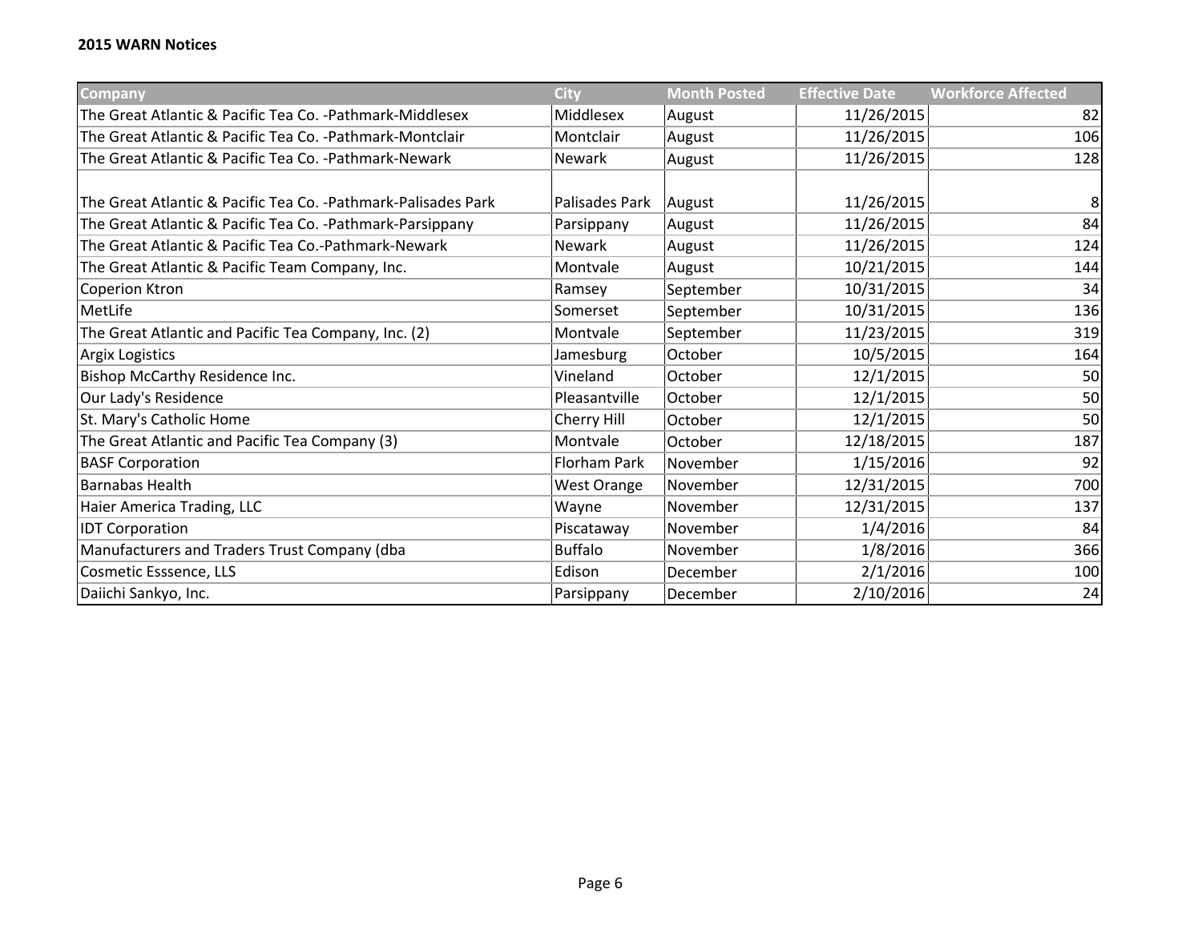**2015 WARN Notices**

| Company | City | Month Posted | Effective Date | Workforce Affected |
|---|---|---|---|---|
| The Great Atlantic & Pacific Tea Co. -Pathmark-Middlesex | Middlesex | August | 11/26/2015 | 82 |
| The Great Atlantic & Pacific Tea Co. -Pathmark-Montclair | Montclair | August | 11/26/2015 | 106 |
| The Great Atlantic & Pacific Tea Co. -Pathmark-Newark | Newark | August | 11/26/2015 | 128 |
| The Great Atlantic & Pacific Tea Co. -Pathmark-Palisades Park | Palisades Park | August | 11/26/2015 | 8 |
| The Great Atlantic & Pacific Tea Co. -Pathmark-Parsippany | Parsippany | August | 11/26/2015 | 84 |
| The Great Atlantic & Pacific Tea Co.-Pathmark-Newark | Newark | August | 11/26/2015 | 124 |
| The Great Atlantic & Pacific Team Company, Inc. | Montvale | August | 10/21/2015 | 144 |
| Coperion Ktron | Ramsey | September | 10/31/2015 | 34 |
| MetLife | Somerset | September | 10/31/2015 | 136 |
| The Great Atlantic and Pacific Tea Company, Inc. (2) | Montvale | September | 11/23/2015 | 319 |
| Argix Logistics | Jamesburg | October | 10/5/2015 | 164 |
| Bishop McCarthy Residence Inc. | Vineland | October | 12/1/2015 | 50 |
| Our Lady's Residence | Pleasantville | October | 12/1/2015 | 50 |
| St. Mary's Catholic Home | Cherry Hill | October | 12/1/2015 | 50 |
| The Great Atlantic and Pacific Tea Company (3) | Montvale | October | 12/18/2015 | 187 |
| BASF Corporation | Florham Park | November | 1/15/2016 | 92 |
| Barnabas Health | West Orange | November | 12/31/2015 | 700 |
| Haier America Trading, LLC | Wayne | November | 12/31/2015 | 137 |
| IDT Corporation | Piscataway | November | 1/4/2016 | 84 |
| Manufacturers and Traders Trust Company (dba | Buffalo | November | 1/8/2016 | 366 |
| Cosmetic Esssence, LLS | Edison | December | 2/1/2016 | 100 |
| Daiichi Sankyo, Inc. | Parsippany | December | 2/10/2016 | 24 |